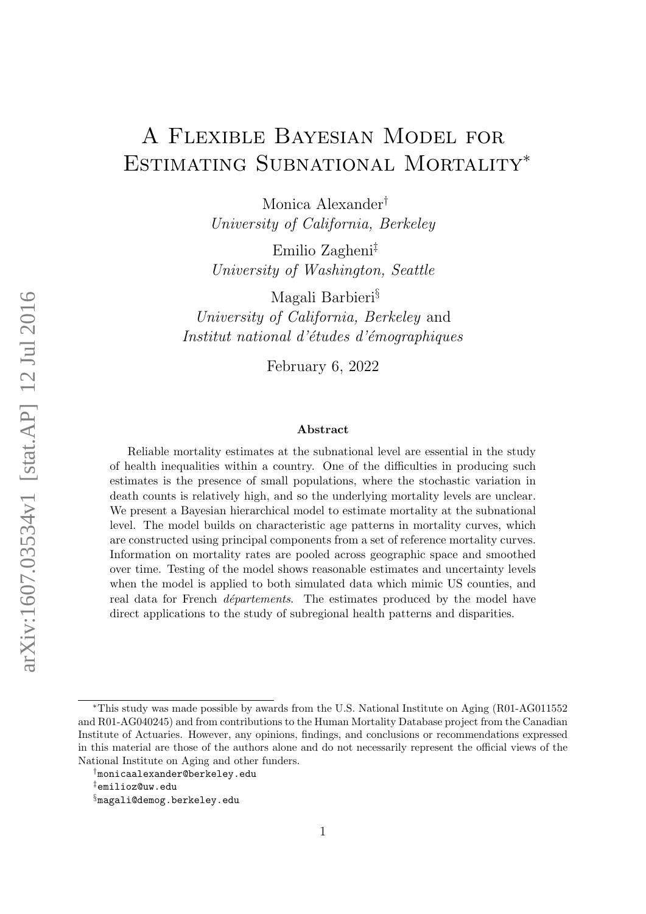# A Flexible Bayesian Model for Estimating Subnational Mortality*

Monica Alexander†
*University of California, Berkeley*

Emilio Zagheni‡
*University of Washington, Seattle*

Magali Barbieri§
*University of California, Berkeley* and
*Institut national d'études d'émographiques*

February 6, 2022

## Abstract

Reliable mortality estimates at the subnational level are essential in the study of health inequalities within a country. One of the difficulties in producing such estimates is the presence of small populations, where the stochastic variation in death counts is relatively high, and so the underlying mortality levels are unclear. We present a Bayesian hierarchical model to estimate mortality at the subnational level. The model builds on characteristic age patterns in mortality curves, which are constructed using principal components from a set of reference mortality curves. Information on mortality rates are pooled across geographic space and smoothed over time. Testing of the model shows reasonable estimates and uncertainty levels when the model is applied to both simulated data which mimic US counties, and real data for French *départements*. The estimates produced by the model have direct applications to the study of subregional health patterns and disparities.

---

*This study was made possible by awards from the U.S. National Institute on Aging (R01-AG011552 and R01-AG040245) and from contributions to the Human Mortality Database project from the Canadian Institute of Actuaries. However, any opinions, findings, and conclusions or recommendations expressed in this material are those of the authors alone and do not necessarily represent the official views of the National Institute on Aging and other funders.

†monicaalexander@berkeley.edu

‡emilioz@uw.edu

§magali@demog.berkeley.edu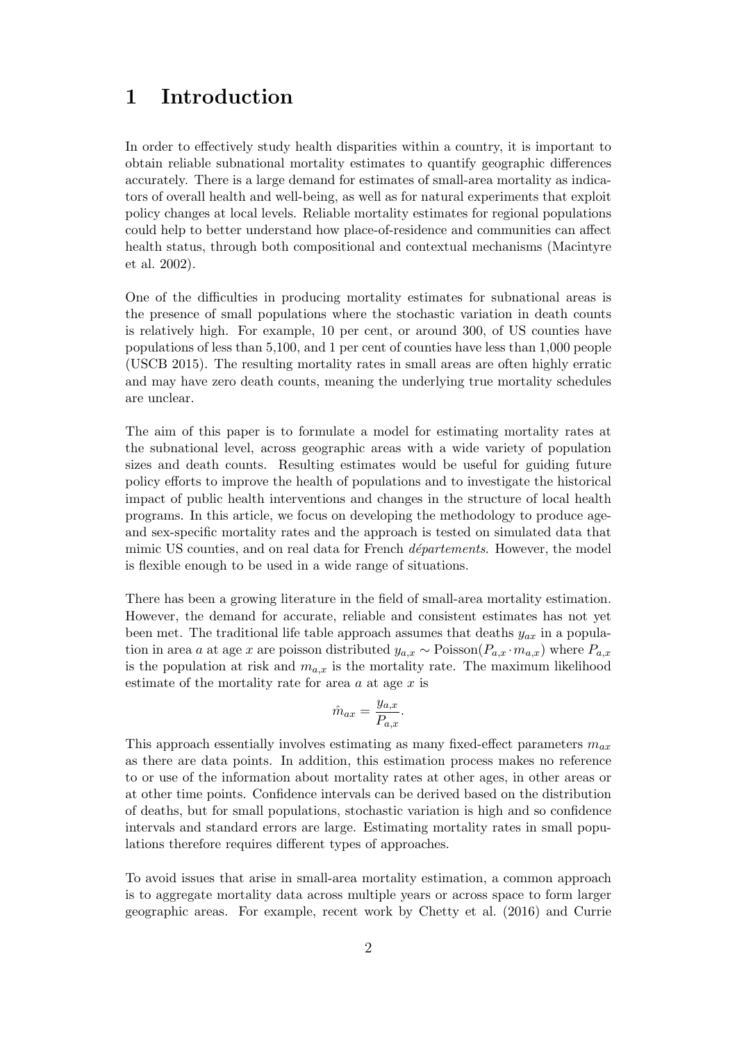# 1 Introduction

In order to effectively study health disparities within a country, it is important to obtain reliable subnational mortality estimates to quantify geographic differences accurately. There is a large demand for estimates of small-area mortality as indicators of overall health and well-being, as well as for natural experiments that exploit policy changes at local levels. Reliable mortality estimates for regional populations could help to better understand how place-of-residence and communities can affect health status, through both compositional and contextual mechanisms (Macintyre et al. 2002).

One of the difficulties in producing mortality estimates for subnational areas is the presence of small populations where the stochastic variation in death counts is relatively high. For example, 10 per cent, or around 300, of US counties have populations of less than 5,100, and 1 per cent of counties have less than 1,000 people (USCB 2015). The resulting mortality rates in small areas are often highly erratic and may have zero death counts, meaning the underlying true mortality schedules are unclear.

The aim of this paper is to formulate a model for estimating mortality rates at the subnational level, across geographic areas with a wide variety of population sizes and death counts. Resulting estimates would be useful for guiding future policy efforts to improve the health of populations and to investigate the historical impact of public health interventions and changes in the structure of local health programs. In this article, we focus on developing the methodology to produce age- and sex-specific mortality rates and the approach is tested on simulated data that mimic US counties, and on real data for French *départements*. However, the model is flexible enough to be used in a wide range of situations.

There has been a growing literature in the field of small-area mortality estimation. However, the demand for accurate, reliable and consistent estimates has not yet been met. The traditional life table approach assumes that deaths $y_{ax}$ in a population in area $a$ at age $x$ are poisson distributed $y_{a,x} \sim \text{Poisson}(P_{a,x} \cdot m_{a,x})$ where $P_{a,x}$ is the population at risk and $m_{a,x}$ is the mortality rate. The maximum likelihood estimate of the mortality rate for area $a$ at age $x$ is

$$\hat{m}_{ax} = \frac{y_{a,x}}{P_{a,x}}.$$

This approach essentially involves estimating as many fixed-effect parameters $m_{ax}$ as there are data points. In addition, this estimation process makes no reference to or use of the information about mortality rates at other ages, in other areas or at other time points. Confidence intervals can be derived based on the distribution of deaths, but for small populations, stochastic variation is high and so confidence intervals and standard errors are large. Estimating mortality rates in small populations therefore requires different types of approaches.

To avoid issues that arise in small-area mortality estimation, a common approach is to aggregate mortality data across multiple years or across space to form larger geographic areas. For example, recent work by Chetty et al. (2016) and Currie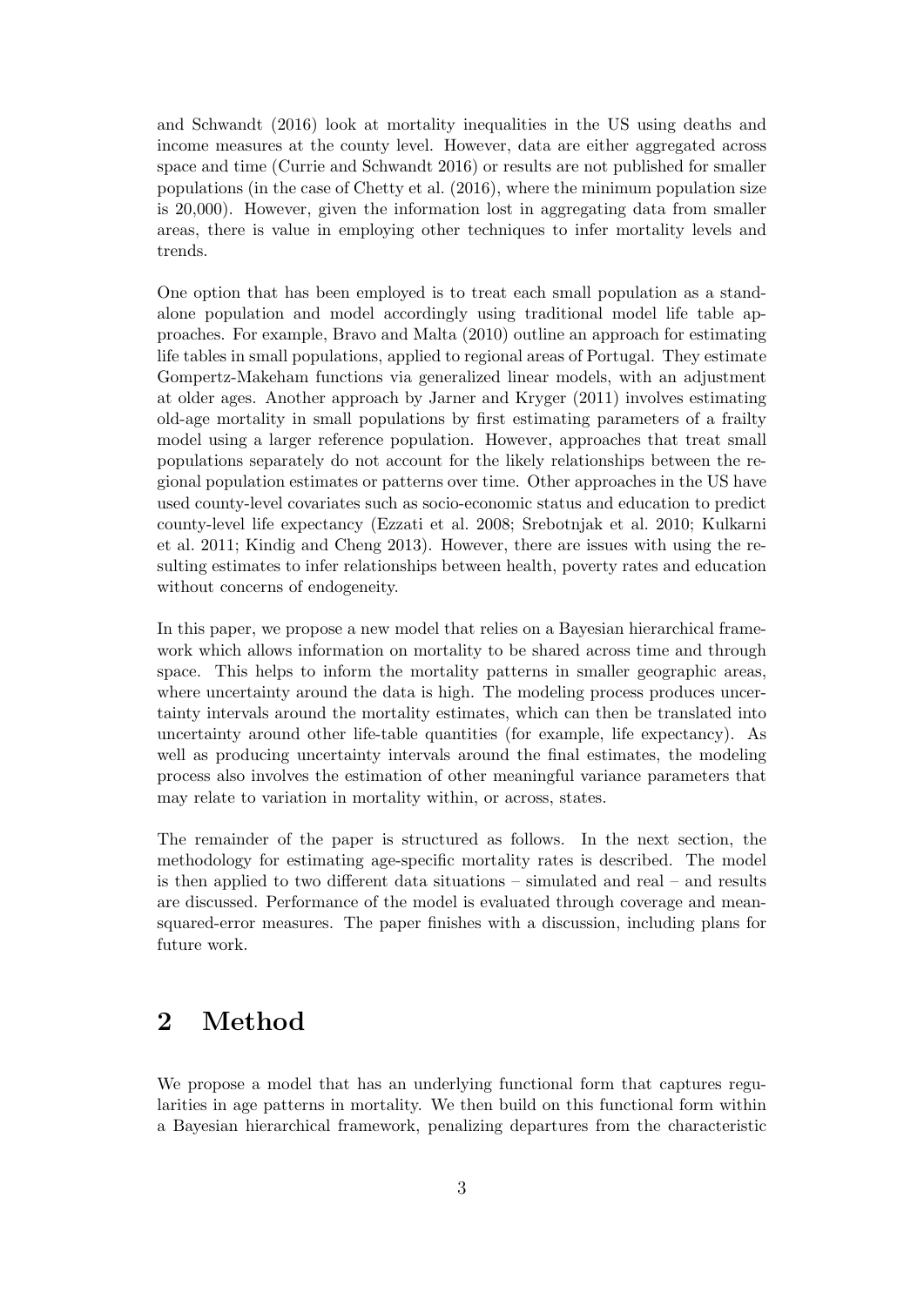and Schwandt (2016) look at mortality inequalities in the US using deaths and income measures at the county level. However, data are either aggregated across space and time (Currie and Schwandt 2016) or results are not published for smaller populations (in the case of Chetty et al. (2016), where the minimum population size is 20,000). However, given the information lost in aggregating data from smaller areas, there is value in employing other techniques to infer mortality levels and trends.

One option that has been employed is to treat each small population as a stand-alone population and model accordingly using traditional model life table approaches. For example, Bravo and Malta (2010) outline an approach for estimating life tables in small populations, applied to regional areas of Portugal. They estimate Gompertz-Makeham functions via generalized linear models, with an adjustment at older ages. Another approach by Jarner and Kryger (2011) involves estimating old-age mortality in small populations by first estimating parameters of a frailty model using a larger reference population. However, approaches that treat small populations separately do not account for the likely relationships between the regional population estimates or patterns over time. Other approaches in the US have used county-level covariates such as socio-economic status and education to predict county-level life expectancy (Ezzati et al. 2008; Srebotnjak et al. 2010; Kulkarni et al. 2011; Kindig and Cheng 2013). However, there are issues with using the resulting estimates to infer relationships between health, poverty rates and education without concerns of endogeneity.

In this paper, we propose a new model that relies on a Bayesian hierarchical framework which allows information on mortality to be shared across time and through space. This helps to inform the mortality patterns in smaller geographic areas, where uncertainty around the data is high. The modeling process produces uncertainty intervals around the mortality estimates, which can then be translated into uncertainty around other life-table quantities (for example, life expectancy). As well as producing uncertainty intervals around the final estimates, the modeling process also involves the estimation of other meaningful variance parameters that may relate to variation in mortality within, or across, states.

The remainder of the paper is structured as follows. In the next section, the methodology for estimating age-specific mortality rates is described. The model is then applied to two different data situations – simulated and real – and results are discussed. Performance of the model is evaluated through coverage and mean-squared-error measures. The paper finishes with a discussion, including plans for future work.

## 2 Method

We propose a model that has an underlying functional form that captures regularities in age patterns in mortality. We then build on this functional form within a Bayesian hierarchical framework, penalizing departures from the characteristic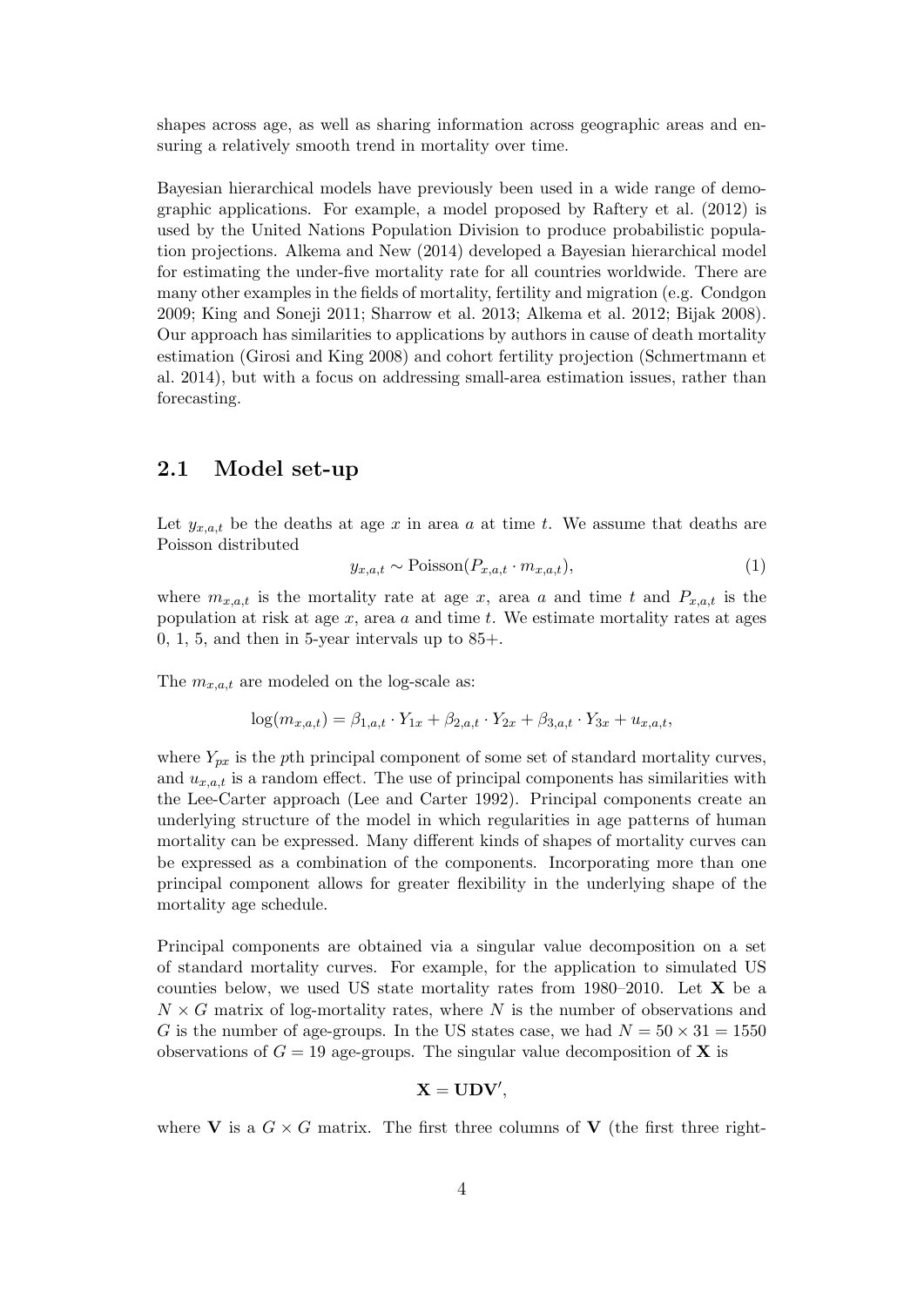shapes across age, as well as sharing information across geographic areas and ensuring a relatively smooth trend in mortality over time.

Bayesian hierarchical models have previously been used in a wide range of demographic applications. For example, a model proposed by Raftery et al. (2012) is used by the United Nations Population Division to produce probabilistic population projections. Alkema and New (2014) developed a Bayesian hierarchical model for estimating the under-five mortality rate for all countries worldwide. There are many other examples in the fields of mortality, fertility and migration (e.g. Condgon 2009; King and Soneji 2011; Sharrow et al. 2013; Alkema et al. 2012; Bijak 2008). Our approach has similarities to applications by authors in cause of death mortality estimation (Girosi and King 2008) and cohort fertility projection (Schmertmann et al. 2014), but with a focus on addressing small-area estimation issues, rather than forecasting.

## 2.1 Model set-up

Let $y_{x,a,t}$ be the deaths at age $x$ in area $a$ at time $t$. We assume that deaths are Poisson distributed

$$y_{x,a,t} \sim \text{Poisson}(P_{x,a,t} \cdot m_{x,a,t}), \tag{1}$$

where $m_{x,a,t}$ is the mortality rate at age $x$, area $a$ and time $t$ and $P_{x,a,t}$ is the population at risk at age $x$, area $a$ and time $t$. We estimate mortality rates at ages 0, 1, 5, and then in 5-year intervals up to 85+.

The $m_{x,a,t}$ are modeled on the log-scale as:

$$\log(m_{x,a,t}) = \beta_{1,a,t} \cdot Y_{1x} + \beta_{2,a,t} \cdot Y_{2x} + \beta_{3,a,t} \cdot Y_{3x} + u_{x,a,t},$$

where $Y_{px}$ is the $p$th principal component of some set of standard mortality curves, and $u_{x,a,t}$ is a random effect. The use of principal components has similarities with the Lee-Carter approach (Lee and Carter 1992). Principal components create an underlying structure of the model in which regularities in age patterns of human mortality can be expressed. Many different kinds of shapes of mortality curves can be expressed as a combination of the components. Incorporating more than one principal component allows for greater flexibility in the underlying shape of the mortality age schedule.

Principal components are obtained via a singular value decomposition on a set of standard mortality curves. For example, for the application to simulated US counties below, we used US state mortality rates from 1980–2010. Let $\mathbf{X}$ be a $N \times G$ matrix of log-mortality rates, where $N$ is the number of observations and $G$ is the number of age-groups. In the US states case, we had $N = 50 \times 31 = 1550$ observations of $G = 19$ age-groups. The singular value decomposition of $\mathbf{X}$ is

$$\mathbf{X} = \mathbf{U}\mathbf{D}\mathbf{V}',$$

where $\mathbf{V}$ is a $G \times G$ matrix. The first three columns of $\mathbf{V}$ (the first three right-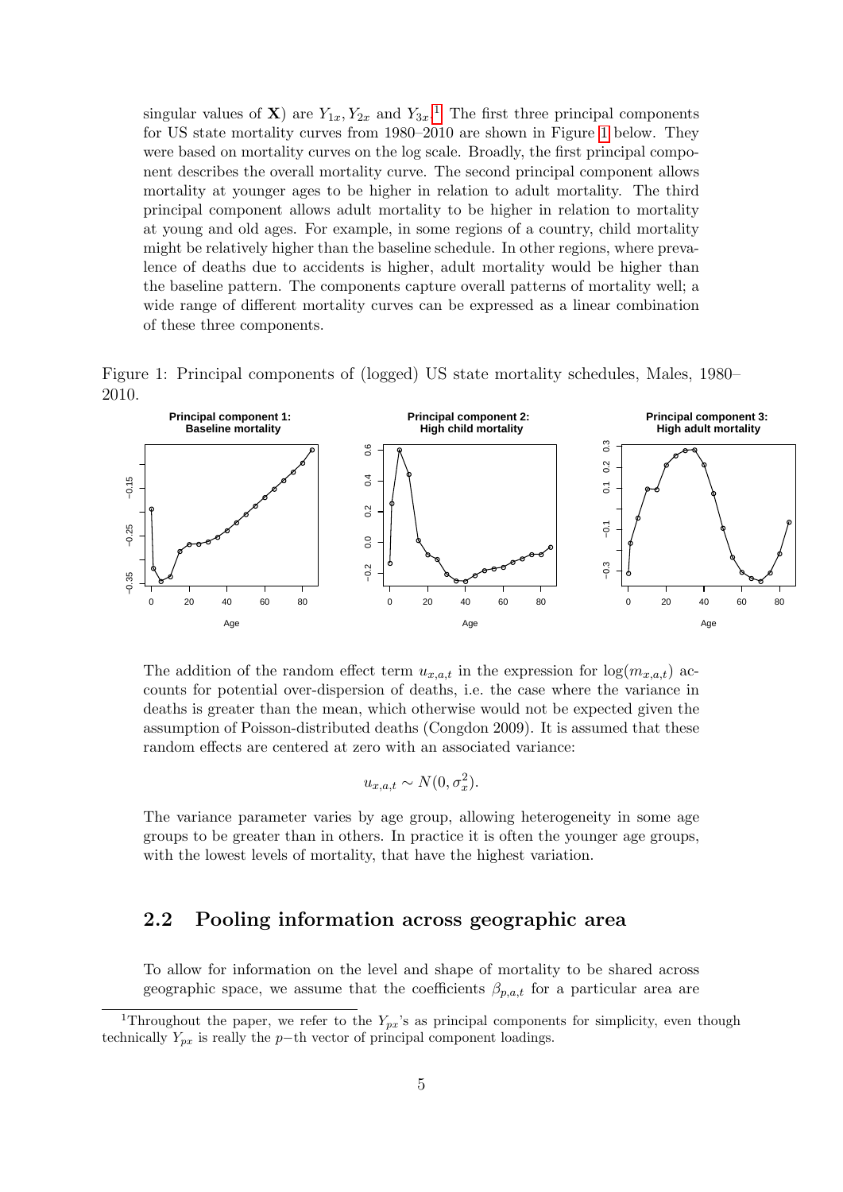singular values of $\mathbf{X}$) are $Y_{1x}, Y_{2x}$ and $Y_{3x}$.[1] The first three principal components for US state mortality curves from 1980–2010 are shown in Figure 1 below. They were based on mortality curves on the log scale. Broadly, the first principal component describes the overall mortality curve. The second principal component allows mortality at younger ages to be higher in relation to adult mortality. The third principal component allows adult mortality to be higher in relation to mortality at young and old ages. For example, in some regions of a country, child mortality might be relatively higher than the baseline schedule. In other regions, where prevalence of deaths due to accidents is higher, adult mortality would be higher than the baseline pattern. The components capture overall patterns of mortality well; a wide range of different mortality curves can be expressed as a linear combination of these three components.

Figure 1: Principal components of (logged) US state mortality schedules, Males, 1980–2010.

The addition of the random effect term $u_{x,a,t}$ in the expression for $\log(m_{x,a,t})$ accounts for potential over-dispersion of deaths, i.e. the case where the variance in deaths is greater than the mean, which otherwise would not be expected given the assumption of Poisson-distributed deaths (Congdon 2009). It is assumed that these random effects are centered at zero with an associated variance:

$$u_{x,a,t} \sim N(0, \sigma_x^2).$$

The variance parameter varies by age group, allowing heterogeneity in some age groups to be greater than in others. In practice it is often the younger age groups, with the lowest levels of mortality, that have the highest variation.

## 2.2 Pooling information across geographic area

To allow for information on the level and shape of mortality to be shared across geographic space, we assume that the coefficients $\beta_{p,a,t}$ for a particular area are

[1] Throughout the paper, we refer to the $Y_{px}$'s as principal components for simplicity, even though technically $Y_{px}$ is really the $p-$th vector of principal component loadings.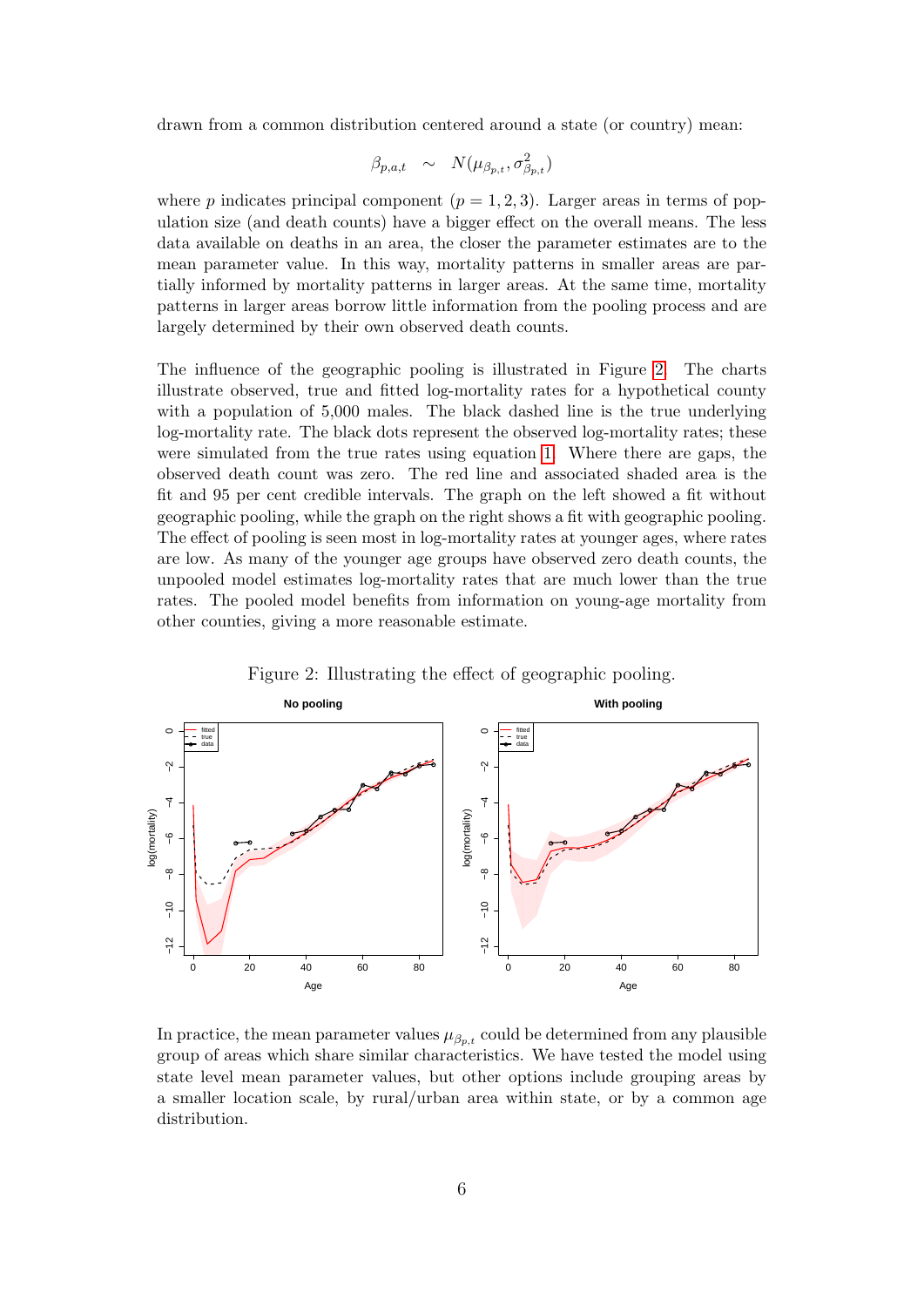drawn from a common distribution centered around a state (or country) mean:

$$\beta_{p,a,t} \sim N(\mu_{\beta_{p,t}}, \sigma^2_{\beta_{p,t}})$$

where $p$ indicates principal component ($p = 1, 2, 3$). Larger areas in terms of population size (and death counts) have a bigger effect on the overall means. The less data available on deaths in an area, the closer the parameter estimates are to the mean parameter value. In this way, mortality patterns in smaller areas are partially informed by mortality patterns in larger areas. At the same time, mortality patterns in larger areas borrow little information from the pooling process and are largely determined by their own observed death counts.

The influence of the geographic pooling is illustrated in Figure 2. The charts illustrate observed, true and fitted log-mortality rates for a hypothetical county with a population of 5,000 males. The black dashed line is the true underlying log-mortality rate. The black dots represent the observed log-mortality rates; these were simulated from the true rates using equation 1. Where there are gaps, the observed death count was zero. The red line and associated shaded area is the fit and 95 per cent credible intervals. The graph on the left showed a fit without geographic pooling, while the graph on the right shows a fit with geographic pooling. The effect of pooling is seen most in log-mortality rates at younger ages, where rates are low. As many of the younger age groups have observed zero death counts, the unpooled model estimates log-mortality rates that are much lower than the true rates. The pooled model benefits from information on young-age mortality from other counties, giving a more reasonable estimate.

Figure 2: Illustrating the effect of geographic pooling.

In practice, the mean parameter values $\mu_{\beta_{p,t}}$ could be determined from any plausible group of areas which share similar characteristics. We have tested the model using state level mean parameter values, but other options include grouping areas by a smaller location scale, by rural/urban area within state, or by a common age distribution.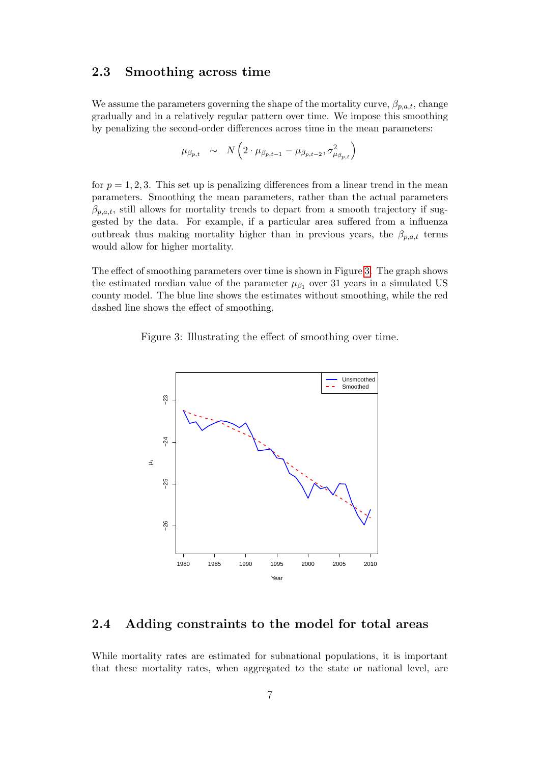## 2.3 Smoothing across time

We assume the parameters governing the shape of the mortality curve, $\beta_{p,a,t}$, change gradually and in a relatively regular pattern over time. We impose this smoothing by penalizing the second-order differences across time in the mean parameters:

$$\mu_{\beta_{p,t}} \sim N\left(2 \cdot \mu_{\beta_{p,t-1}} - \mu_{\beta_{p,t-2}}, \sigma^2_{\mu_{\beta_{p,t}}}\right)$$

for $p = 1, 2, 3$. This set up is penalizing differences from a linear trend in the mean parameters. Smoothing the mean parameters, rather than the actual parameters $\beta_{p,a,t}$, still allows for mortality trends to depart from a smooth trajectory if suggested by the data. For example, if a particular area suffered from a influenza outbreak thus making mortality higher than in previous years, the $\beta_{p,a,t}$ terms would allow for higher mortality.

The effect of smoothing parameters over time is shown in Figure 3. The graph shows the estimated median value of the parameter $\mu_{\beta_1}$ over 31 years in a simulated US county model. The blue line shows the estimates without smoothing, while the red dashed line shows the effect of smoothing.

Figure 3: Illustrating the effect of smoothing over time.

## 2.4 Adding constraints to the model for total areas

While mortality rates are estimated for subnational populations, it is important that these mortality rates, when aggregated to the state or national level, are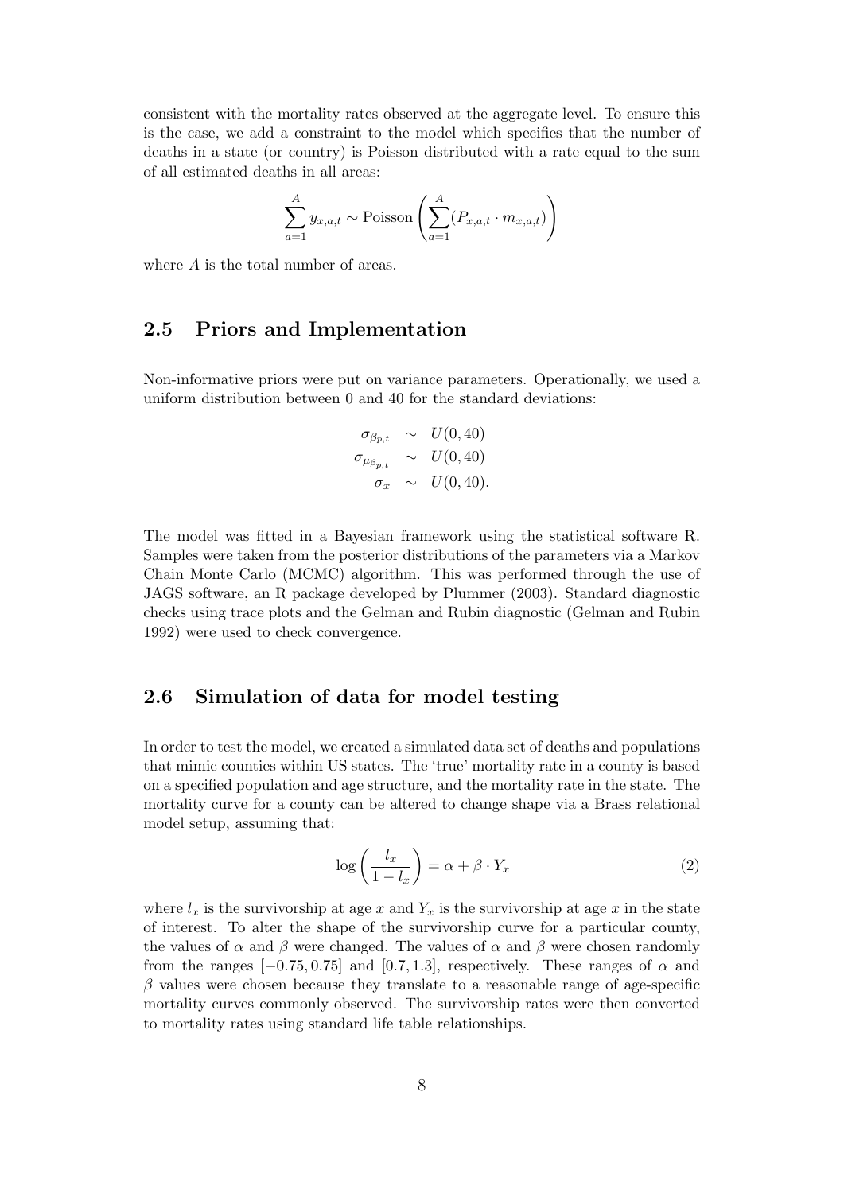consistent with the mortality rates observed at the aggregate level. To ensure this is the case, we add a constraint to the model which specifies that the number of deaths in a state (or country) is Poisson distributed with a rate equal to the sum of all estimated deaths in all areas:

$$\sum_{a=1}^{A} y_{x,a,t} \sim \text{Poisson}\left(\sum_{a=1}^{A}(P_{x,a,t} \cdot m_{x,a,t})\right)$$

where $A$ is the total number of areas.

## 2.5 Priors and Implementation

Non-informative priors were put on variance parameters. Operationally, we used a uniform distribution between 0 and 40 for the standard deviations:

$$\begin{aligned}
\sigma_{\beta_{p,t}} &\sim U(0, 40) \\
\sigma_{\mu_{\beta_{p,t}}} &\sim U(0, 40) \\
\sigma_{x} &\sim U(0, 40).
\end{aligned}$$

The model was fitted in a Bayesian framework using the statistical software R. Samples were taken from the posterior distributions of the parameters via a Markov Chain Monte Carlo (MCMC) algorithm. This was performed through the use of JAGS software, an R package developed by Plummer (2003). Standard diagnostic checks using trace plots and the Gelman and Rubin diagnostic (Gelman and Rubin 1992) were used to check convergence.

## 2.6 Simulation of data for model testing

In order to test the model, we created a simulated data set of deaths and populations that mimic counties within US states. The 'true' mortality rate in a county is based on a specified population and age structure, and the mortality rate in the state. The mortality curve for a county can be altered to change shape via a Brass relational model setup, assuming that:

$$\log\left(\frac{l_x}{1 - l_x}\right) = \alpha + \beta \cdot Y_x \tag{2}$$

where $l_x$ is the survivorship at age $x$ and $Y_x$ is the survivorship at age $x$ in the state of interest. To alter the shape of the survivorship curve for a particular county, the values of $\alpha$ and $\beta$ were changed. The values of $\alpha$ and $\beta$ were chosen randomly from the ranges $[-0.75, 0.75]$ and $[0.7, 1.3]$, respectively. These ranges of $\alpha$ and $\beta$ values were chosen because they translate to a reasonable range of age-specific mortality curves commonly observed. The survivorship rates were then converted to mortality rates using standard life table relationships.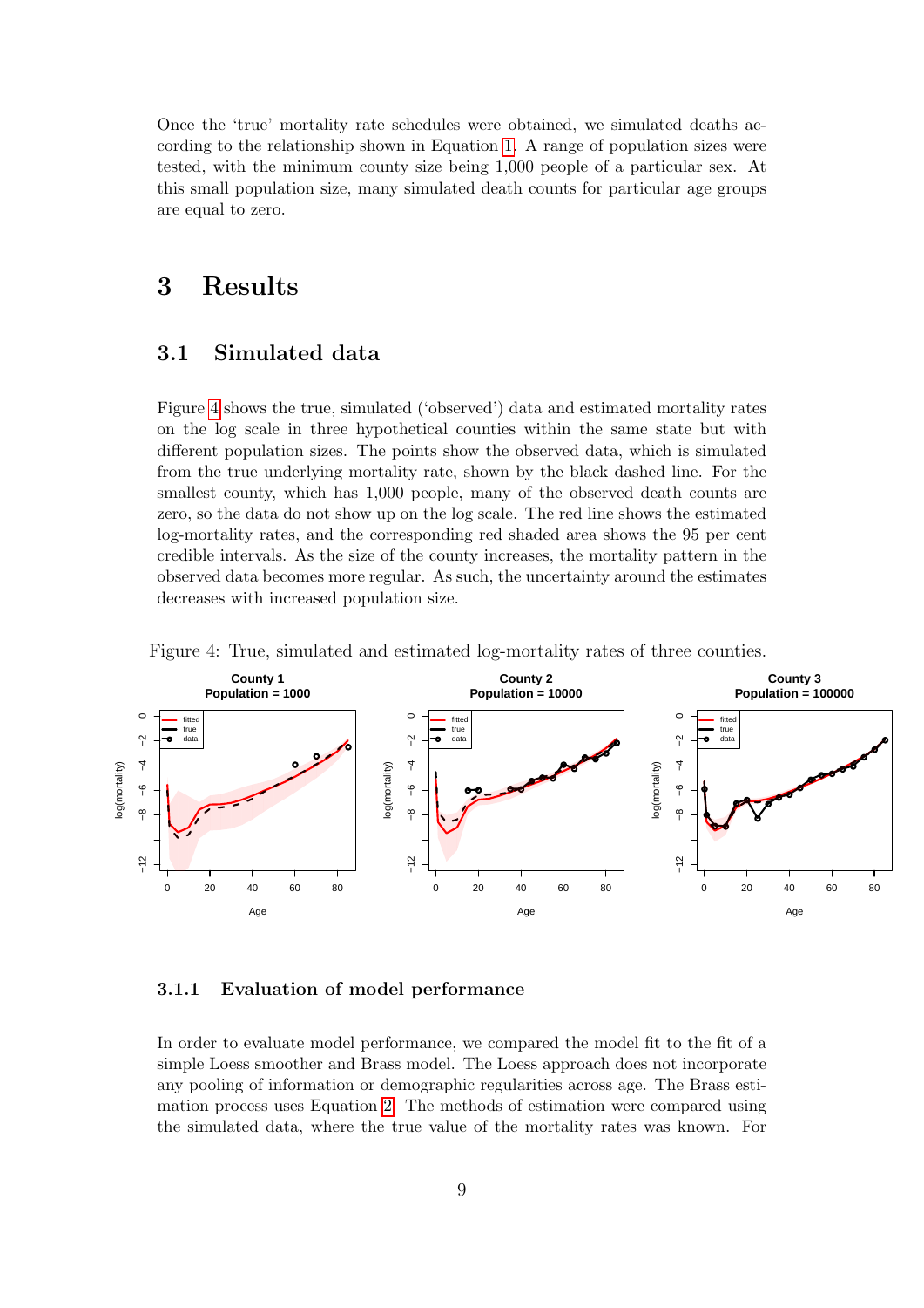Once the 'true' mortality rate schedules were obtained, we simulated deaths according to the relationship shown in Equation 1. A range of population sizes were tested, with the minimum county size being 1,000 people of a particular sex. At this small population size, many simulated death counts for particular age groups are equal to zero.

# 3 Results

## 3.1 Simulated data

Figure 4 shows the true, simulated ('observed') data and estimated mortality rates on the log scale in three hypothetical counties within the same state but with different population sizes. The points show the observed data, which is simulated from the true underlying mortality rate, shown by the black dashed line. For the smallest county, which has 1,000 people, many of the observed death counts are zero, so the data do not show up on the log scale. The red line shows the estimated log-mortality rates, and the corresponding red shaded area shows the 95 per cent credible intervals. As the size of the county increases, the mortality pattern in the observed data becomes more regular. As such, the uncertainty around the estimates decreases with increased population size.

Figure 4: True, simulated and estimated log-mortality rates of three counties.

### 3.1.1 Evaluation of model performance

In order to evaluate model performance, we compared the model fit to the fit of a simple Loess smoother and Brass model. The Loess approach does not incorporate any pooling of information or demographic regularities across age. The Brass estimation process uses Equation 2. The methods of estimation were compared using the simulated data, where the true value of the mortality rates was known. For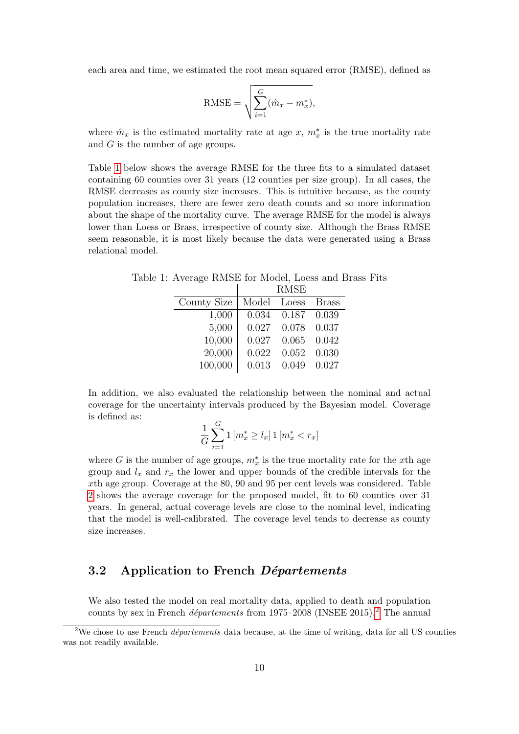each area and time, we estimated the root mean squared error (RMSE), defined as

$$\text{RMSE} = \sqrt{\sum_{i=1}^{G} (\hat{m}_x - m_x^*)},$$

where $\hat{m}_x$ is the estimated mortality rate at age $x$, $m_x^*$ is the true mortality rate and $G$ is the number of age groups.

Table 1 below shows the average RMSE for the three fits to a simulated dataset containing 60 counties over 31 years (12 counties per size group). In all cases, the RMSE decreases as county size increases. This is intuitive because, as the county population increases, there are fewer zero death counts and so more information about the shape of the mortality curve. The average RMSE for the model is always lower than Loess or Brass, irrespective of county size. Although the Brass RMSE seem reasonable, it is most likely because the data were generated using a Brass relational model.

Table 1: Average RMSE for Model, Loess and Brass Fits

| | RMSE | | |
|---|---|---|---|
| County Size | Model | Loess | Brass |
| 1,000 | 0.034 | 0.187 | 0.039 |
| 5,000 | 0.027 | 0.078 | 0.037 |
| 10,000 | 0.027 | 0.065 | 0.042 |
| 20,000 | 0.022 | 0.052 | 0.030 |
| 100,000 | 0.013 | 0.049 | 0.027 |

In addition, we also evaluated the relationship between the nominal and actual coverage for the uncertainty intervals produced by the Bayesian model. Coverage is defined as:

$$\frac{1}{G} \sum_{i=1}^{G} 1\left[m_x^* \geq l_x\right] 1\left[m_x^* < r_x\right]$$

where $G$ is the number of age groups, $m_x^*$ is the true mortality rate for the $x$th age group and $l_x$ and $r_x$ the lower and upper bounds of the credible intervals for the $x$th age group. Coverage at the 80, 90 and 95 per cent levels was considered. Table 2 shows the average coverage for the proposed model, fit to 60 counties over 31 years. In general, actual coverage levels are close to the nominal level, indicating that the model is well-calibrated. The coverage level tends to decrease as county size increases.

## 3.2 Application to French *Départements*

We also tested the model on real mortality data, applied to death and population counts by sex in French *départements* from 1975–2008 (INSEE 2015).[2] The annual

[2] We chose to use French *départements* data because, at the time of writing, data for all US counties was not readily available.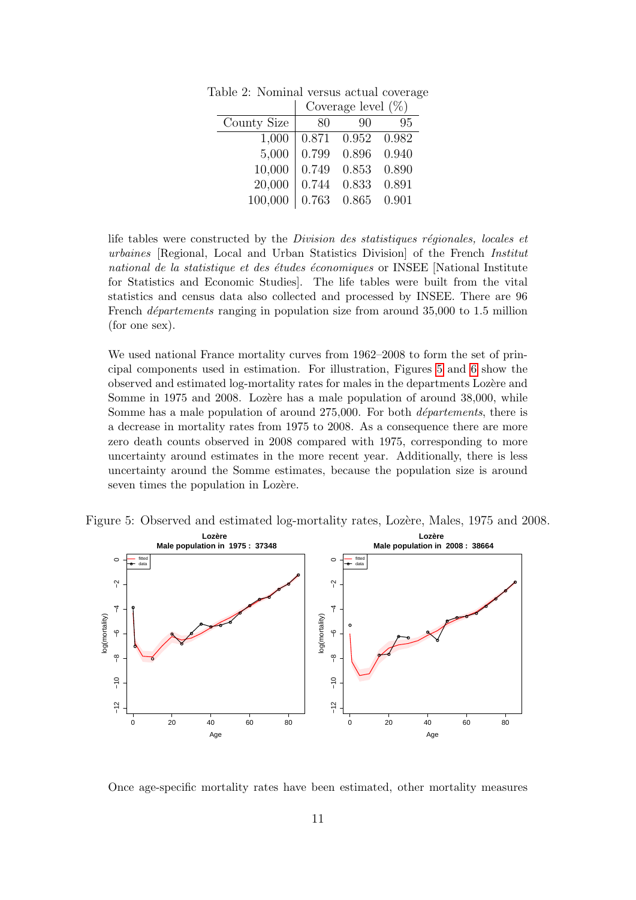Table 2: Nominal versus actual coverage

| | Coverage level (%) | | |
|---|---|---|---|
| County Size | 80 | 90 | 95 |
| 1,000 | 0.871 | 0.952 | 0.982 |
| 5,000 | 0.799 | 0.896 | 0.940 |
| 10,000 | 0.749 | 0.853 | 0.890 |
| 20,000 | 0.744 | 0.833 | 0.891 |
| 100,000 | 0.763 | 0.865 | 0.901 |

life tables were constructed by the *Division des statistiques régionales, locales et urbaines* [Regional, Local and Urban Statistics Division] of the French *Institut national de la statistique et des études économiques* or INSEE [National Institute for Statistics and Economic Studies]. The life tables were built from the vital statistics and census data also collected and processed by INSEE. There are 96 French *départements* ranging in population size from around 35,000 to 1.5 million (for one sex).

We used national France mortality curves from 1962–2008 to form the set of principal components used in estimation. For illustration, Figures 5 and 6 show the observed and estimated log-mortality rates for males in the departments Lozère and Somme in 1975 and 2008. Lozère has a male population of around 38,000, while Somme has a male population of around 275,000. For both *départements*, there is a decrease in mortality rates from 1975 to 2008. As a consequence there are more zero death counts observed in 2008 compared with 1975, corresponding to more uncertainty around estimates in the more recent year. Additionally, there is less uncertainty around the Somme estimates, because the population size is around seven times the population in Lozère.

Figure 5: Observed and estimated log-mortality rates, Lozère, Males, 1975 and 2008.

Once age-specific mortality rates have been estimated, other mortality measures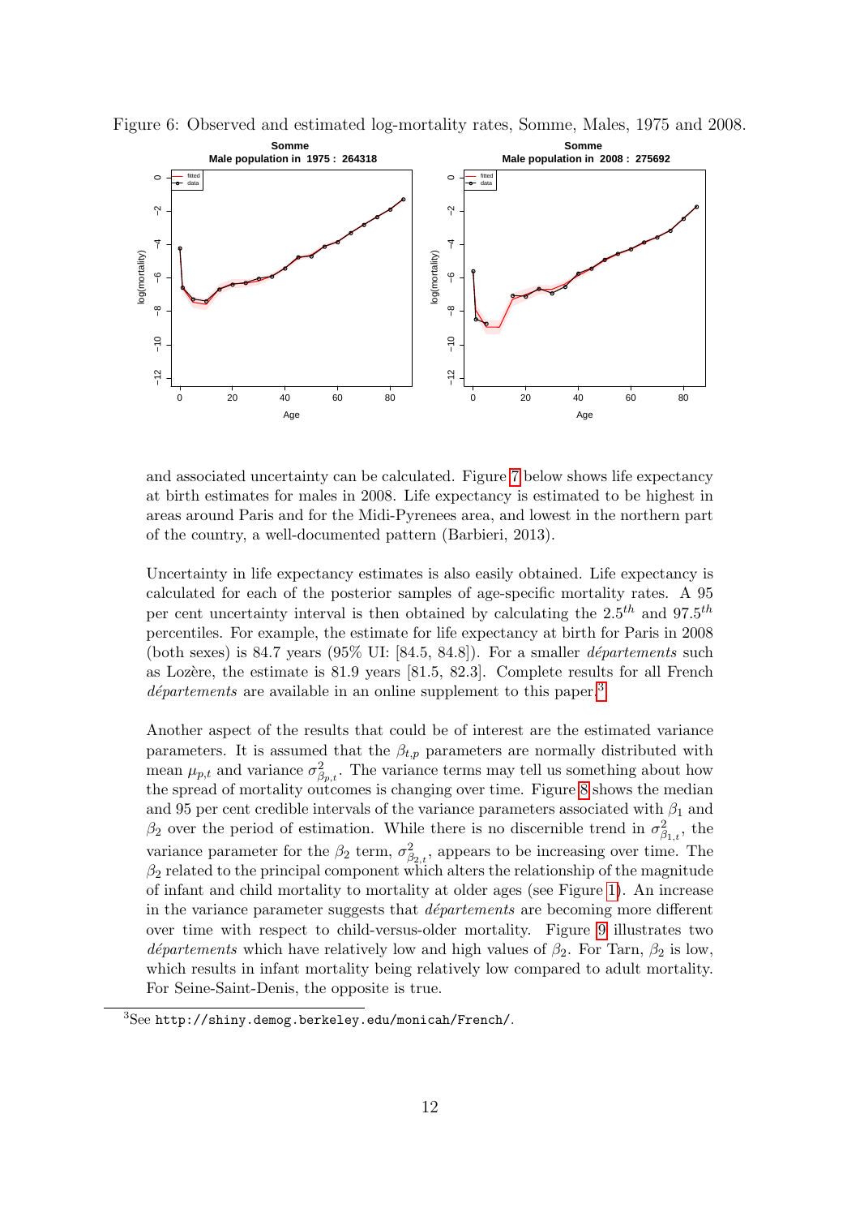Figure 6: Observed and estimated log-mortality rates, Somme, Males, 1975 and 2008.

and associated uncertainty can be calculated. Figure 7 below shows life expectancy at birth estimates for males in 2008. Life expectancy is estimated to be highest in areas around Paris and for the Midi-Pyrenees area, and lowest in the northern part of the country, a well-documented pattern (Barbieri, 2013).

Uncertainty in life expectancy estimates is also easily obtained. Life expectancy is calculated for each of the posterior samples of age-specific mortality rates. A 95 per cent uncertainty interval is then obtained by calculating the $2.5^{th}$ and $97.5^{th}$ percentiles. For example, the estimate for life expectancy at birth for Paris in 2008 (both sexes) is 84.7 years (95% UI: [84.5, 84.8]). For a smaller *départements* such as Lozère, the estimate is 81.9 years [81.5, 82.3]. Complete results for all French *départements* are available in an online supplement to this paper.[3]

Another aspect of the results that could be of interest are the estimated variance parameters. It is assumed that the $\beta_{t,p}$ parameters are normally distributed with mean $\mu_{p,t}$ and variance $\sigma^2_{\beta_{p,t}}$. The variance terms may tell us something about how the spread of mortality outcomes is changing over time. Figure 8 shows the median and 95 per cent credible intervals of the variance parameters associated with $\beta_1$ and $\beta_2$ over the period of estimation. While there is no discernible trend in $\sigma^2_{\beta_{1,t}}$, the variance parameter for the $\beta_2$ term, $\sigma^2_{\beta_{2,t}}$, appears to be increasing over time. The $\beta_2$ related to the principal component which alters the relationship of the magnitude of infant and child mortality to mortality at older ages (see Figure 1). An increase in the variance parameter suggests that *départements* are becoming more different over time with respect to child-versus-older mortality. Figure 9 illustrates two *départements* which have relatively low and high values of $\beta_2$. For Tarn, $\beta_2$ is low, which results in infant mortality being relatively low compared to adult mortality. For Seine-Saint-Denis, the opposite is true.

[3] See `http://shiny.demog.berkeley.edu/monicah/French/`.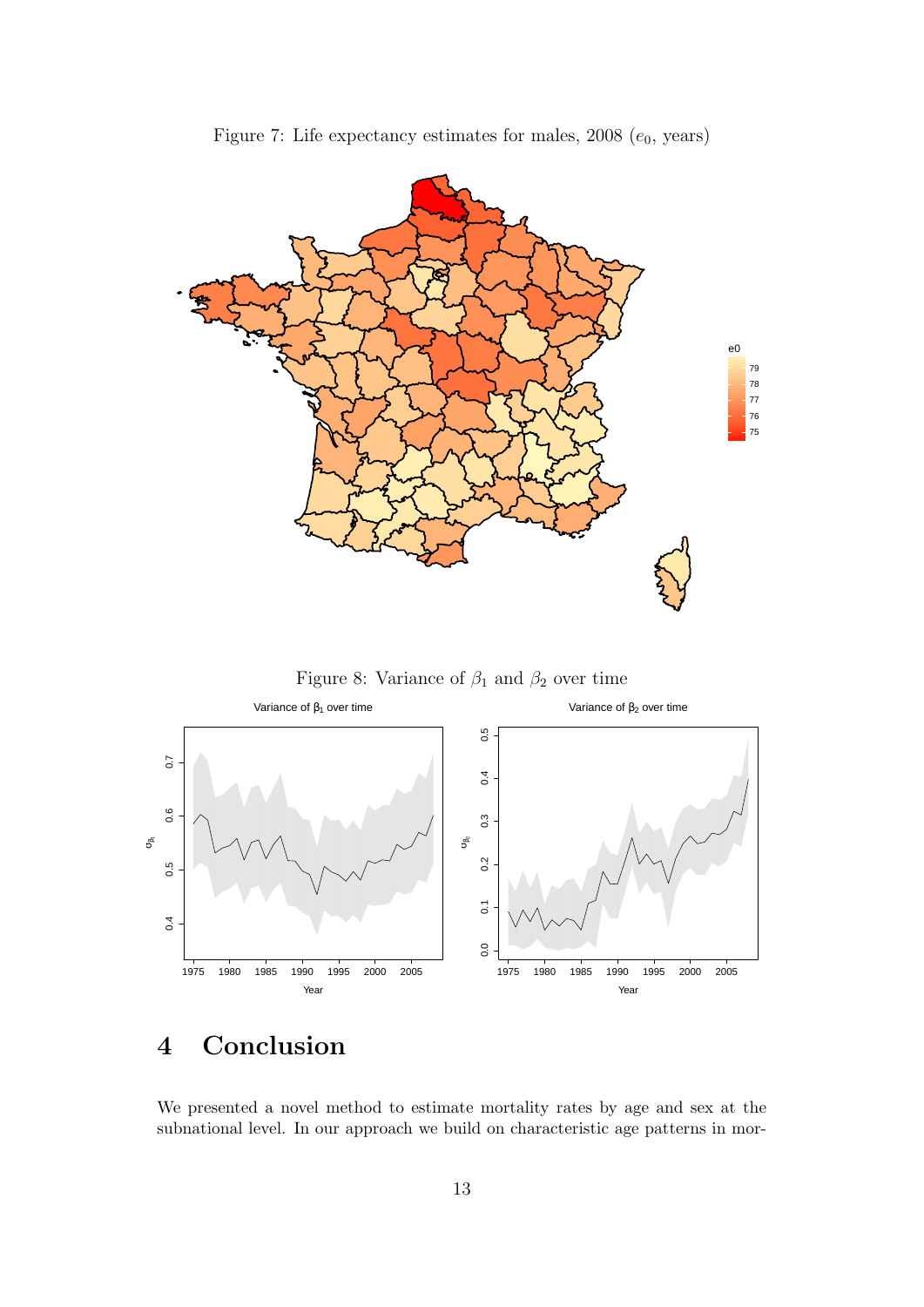Figure 7: Life expectancy estimates for males, 2008 ($e_0$, years)

Figure 8: Variance of $\beta_1$ and $\beta_2$ over time

# 4 Conclusion

We presented a novel method to estimate mortality rates by age and sex at the subnational level. In our approach we build on characteristic age patterns in mor-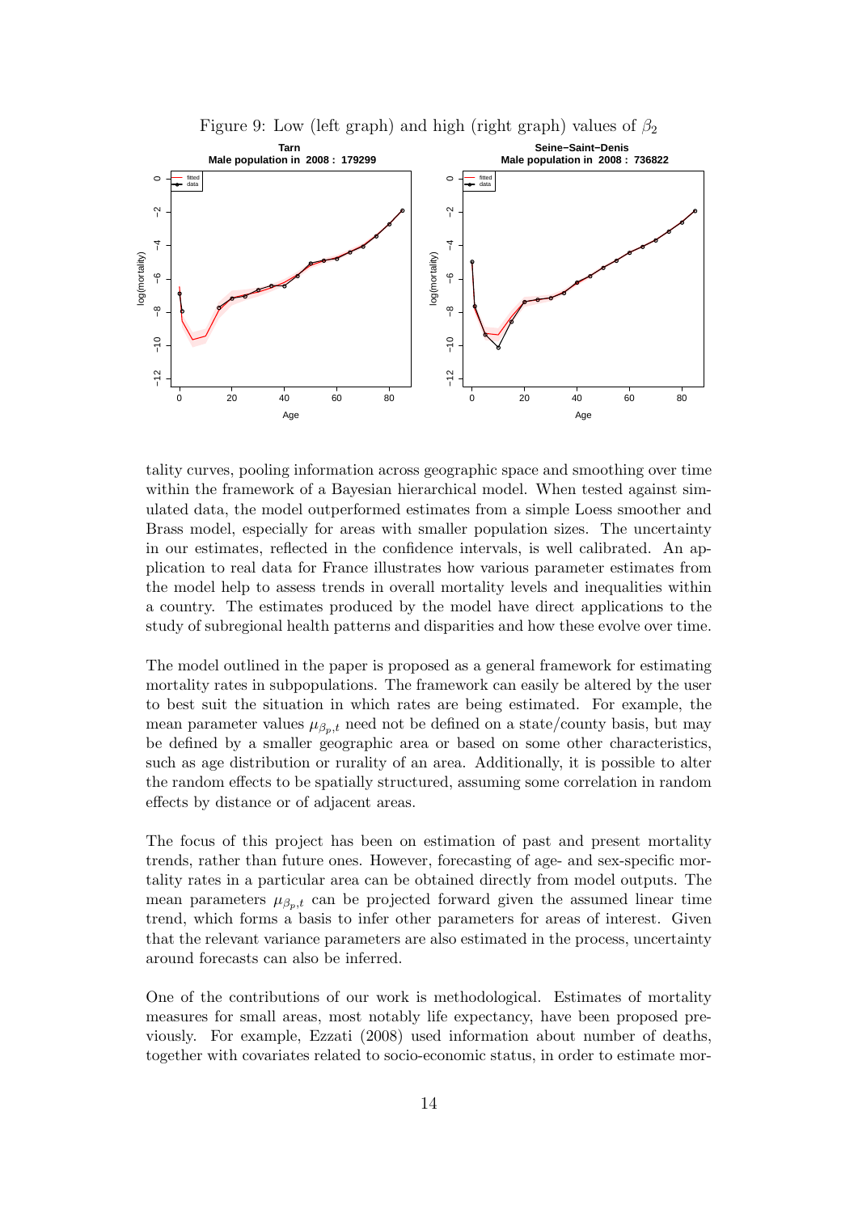Figure 9: Low (left graph) and high (right graph) values of $\beta_2$

tality curves, pooling information across geographic space and smoothing over time within the framework of a Bayesian hierarchical model. When tested against simulated data, the model outperformed estimates from a simple Loess smoother and Brass model, especially for areas with smaller population sizes. The uncertainty in our estimates, reflected in the confidence intervals, is well calibrated. An application to real data for France illustrates how various parameter estimates from the model help to assess trends in overall mortality levels and inequalities within a country. The estimates produced by the model have direct applications to the study of subregional health patterns and disparities and how these evolve over time.

The model outlined in the paper is proposed as a general framework for estimating mortality rates in subpopulations. The framework can easily be altered by the user to best suit the situation in which rates are being estimated. For example, the mean parameter values $\mu_{\beta_p,t}$ need not be defined on a state/county basis, but may be defined by a smaller geographic area or based on some other characteristics, such as age distribution or rurality of an area. Additionally, it is possible to alter the random effects to be spatially structured, assuming some correlation in random effects by distance or of adjacent areas.

The focus of this project has been on estimation of past and present mortality trends, rather than future ones. However, forecasting of age- and sex-specific mortality rates in a particular area can be obtained directly from model outputs. The mean parameters $\mu_{\beta_p,t}$ can be projected forward given the assumed linear time trend, which forms a basis to infer other parameters for areas of interest. Given that the relevant variance parameters are also estimated in the process, uncertainty around forecasts can also be inferred.

One of the contributions of our work is methodological. Estimates of mortality measures for small areas, most notably life expectancy, have been proposed previously. For example, Ezzati (2008) used information about number of deaths, together with covariates related to socio-economic status, in order to estimate mor-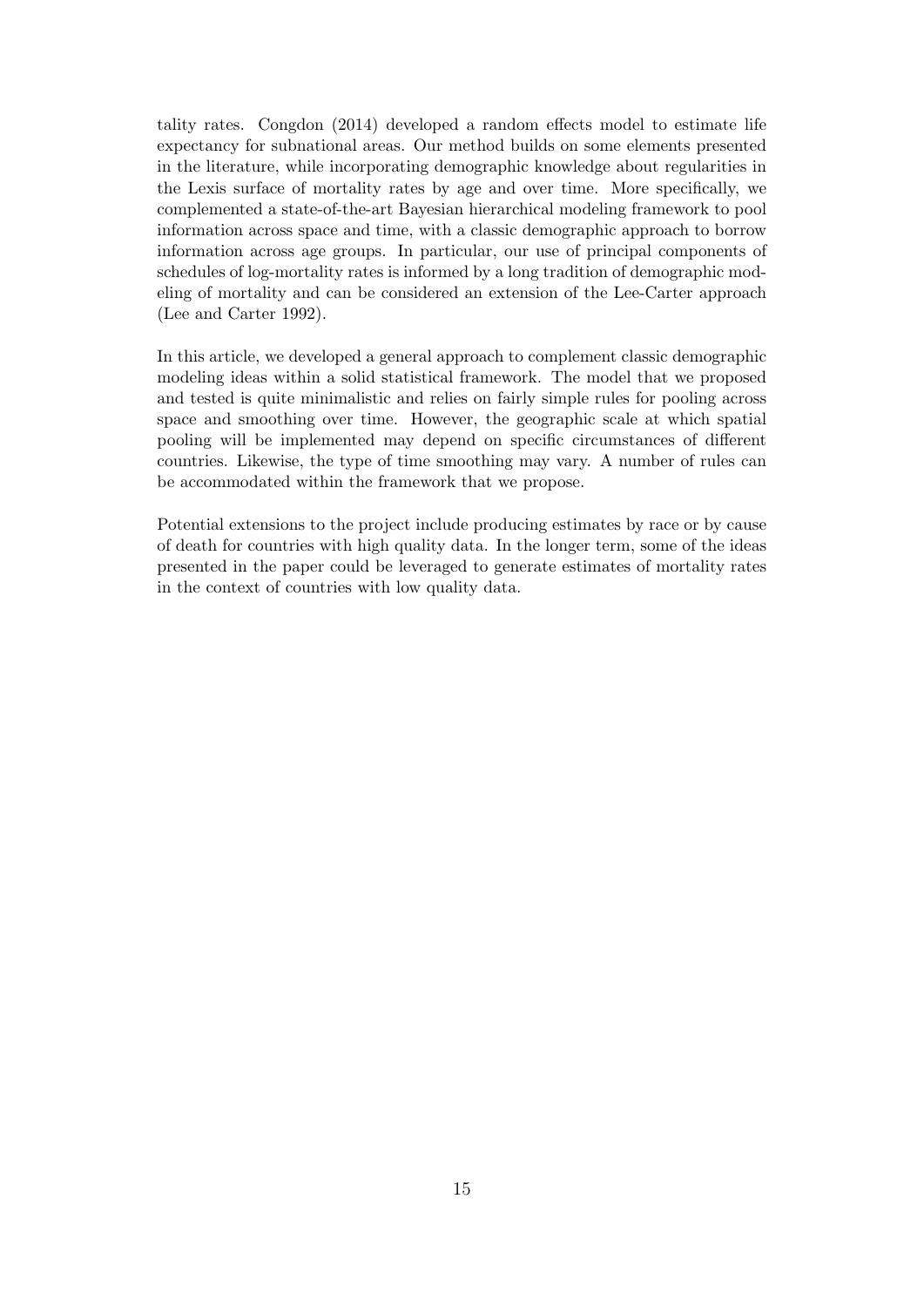tality rates. Congdon (2014) developed a random effects model to estimate life expectancy for subnational areas. Our method builds on some elements presented in the literature, while incorporating demographic knowledge about regularities in the Lexis surface of mortality rates by age and over time. More specifically, we complemented a state-of-the-art Bayesian hierarchical modeling framework to pool information across space and time, with a classic demographic approach to borrow information across age groups. In particular, our use of principal components of schedules of log-mortality rates is informed by a long tradition of demographic modeling of mortality and can be considered an extension of the Lee-Carter approach (Lee and Carter 1992).

In this article, we developed a general approach to complement classic demographic modeling ideas within a solid statistical framework. The model that we proposed and tested is quite minimalistic and relies on fairly simple rules for pooling across space and smoothing over time. However, the geographic scale at which spatial pooling will be implemented may depend on specific circumstances of different countries. Likewise, the type of time smoothing may vary. A number of rules can be accommodated within the framework that we propose.

Potential extensions to the project include producing estimates by race or by cause of death for countries with high quality data. In the longer term, some of the ideas presented in the paper could be leveraged to generate estimates of mortality rates in the context of countries with low quality data.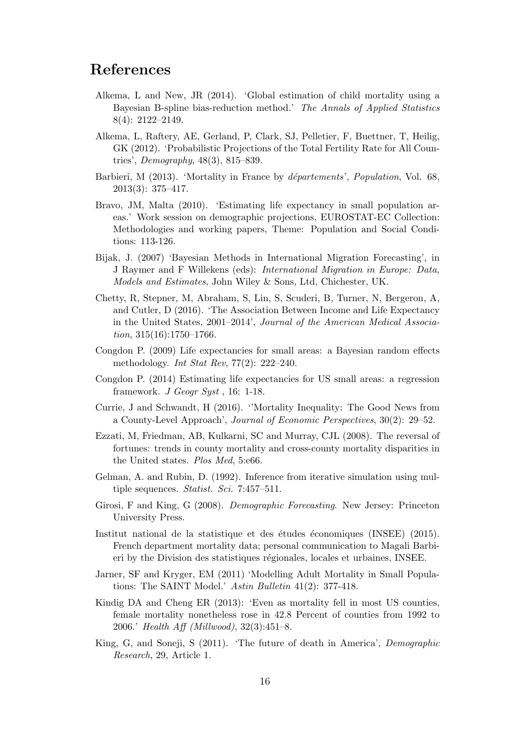# References

Alkema, L and New, JR (2014). 'Global estimation of child mortality using a Bayesian B-spline bias-reduction method.' *The Annals of Applied Statistics* 8(4): 2122–2149.

Alkema, L, Raftery, AE, Gerland, P, Clark, SJ, Pelletier, F, Buettner, T, Heilig, GK (2012). 'Probabilistic Projections of the Total Fertility Rate for All Countries', *Demography*, 48(3), 815–839.

Barbieri, M (2013). 'Mortality in France by *départements*', *Population*, Vol. 68, 2013(3): 375–417.

Bravo, JM, Malta (2010). 'Estimating life expectancy in small population areas.' Work session on demographic projections, EUROSTAT-EC Collection: Methodologies and working papers, Theme: Population and Social Conditions: 113-126.

Bijak, J. (2007) 'Bayesian Methods in International Migration Forecasting', in J Raymer and F Willekens (eds): *International Migration in Europe: Data, Models and Estimates*, John Wiley & Sons, Ltd, Chichester, UK.

Chetty, R, Stepner, M, Abraham, S, Lin, S, Scuderi, B, Turner, N, Bergeron, A, and Cutler, D (2016). 'The Association Between Income and Life Expectancy in the United States, 2001–2014', *Journal of the American Medical Association*, 315(16):1750–1766.

Congdon P. (2009) Life expectancies for small areas: a Bayesian random effects methodology. *Int Stat Rev*, 77(2): 222–240.

Congdon P. (2014) Estimating life expectancies for US small areas: a regression framework. *J Geogr Syst* , 16: 1-18.

Currie, J and Schwandt, H (2016). ''Mortality Inequality: The Good News from a County-Level Approach', *Journal of Economic Perspectives*, 30(2): 29–52.

Ezzati, M, Friedman, AB, Kulkarni, SC and Murray, CJL (2008). The reversal of fortunes: trends in county mortality and cross-county mortality disparities in the United states. *Plos Med*, 5:e66.

Gelman, A. and Rubin, D. (1992). Inference from iterative simulation using multiple sequences. *Statist. Sci.* 7:457–511.

Girosi, F and King, G (2008). *Demographic Forecasting*. New Jersey: Princeton University Press.

Institut national de la statistique et des études économiques (INSEE) (2015). French department mortality data; personal communication to Magali Barbieri by the Division des statistiques régionales, locales et urbaines, INSEE.

Jarner, SF and Kryger, EM (2011) 'Modelling Adult Mortality in Small Populations: The SAINT Model.' *Astin Bulletin* 41(2): 377-418.

Kindig DA and Cheng ER (2013): 'Even as mortality fell in most US counties, female mortality nonetheless rose in 42.8 Percent of counties from 1992 to 2006.' *Health Aff (Millwood)*, 32(3):451–8.

King, G, and Soneji, S (2011). 'The future of death in America', *Demographic Research*, 29, Article 1.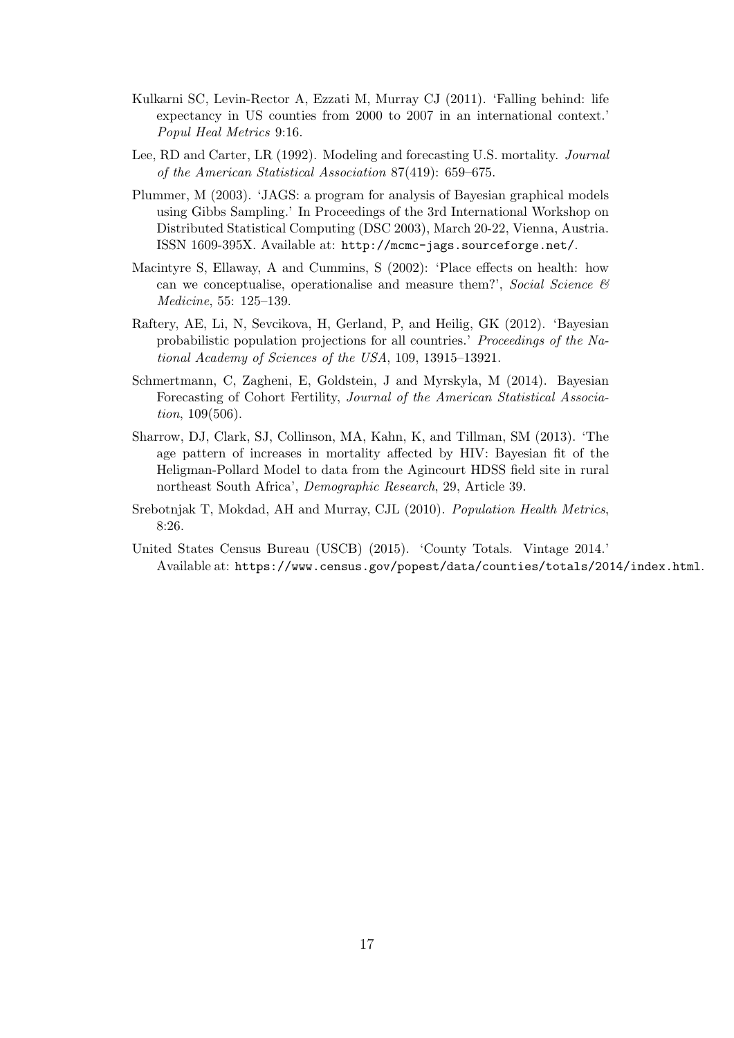Kulkarni SC, Levin-Rector A, Ezzati M, Murray CJ (2011). 'Falling behind: life expectancy in US counties from 2000 to 2007 in an international context.' *Popul Heal Metrics* 9:16.

Lee, RD and Carter, LR (1992). Modeling and forecasting U.S. mortality. *Journal of the American Statistical Association* 87(419): 659–675.

Plummer, M (2003). 'JAGS: a program for analysis of Bayesian graphical models using Gibbs Sampling.' In Proceedings of the 3rd International Workshop on Distributed Statistical Computing (DSC 2003), March 20-22, Vienna, Austria. ISSN 1609-395X. Available at: `http://mcmc-jags.sourceforge.net/`.

Macintyre S, Ellaway, A and Cummins, S (2002): 'Place effects on health: how can we conceptualise, operationalise and measure them?', *Social Science & Medicine*, 55: 125–139.

Raftery, AE, Li, N, Sevcikova, H, Gerland, P, and Heilig, GK (2012). 'Bayesian probabilistic population projections for all countries.' *Proceedings of the National Academy of Sciences of the USA*, 109, 13915–13921.

Schmertmann, C, Zagheni, E, Goldstein, J and Myrskyla, M (2014). Bayesian Forecasting of Cohort Fertility, *Journal of the American Statistical Association*, 109(506).

Sharrow, DJ, Clark, SJ, Collinson, MA, Kahn, K, and Tillman, SM (2013). 'The age pattern of increases in mortality affected by HIV: Bayesian fit of the Heligman-Pollard Model to data from the Agincourt HDSS field site in rural northeast South Africa', *Demographic Research*, 29, Article 39.

Srebotnjak T, Mokdad, AH and Murray, CJL (2010). *Population Health Metrics*, 8:26.

United States Census Bureau (USCB) (2015). 'County Totals. Vintage 2014.' Available at: `https://www.census.gov/popest/data/counties/totals/2014/index.html`.